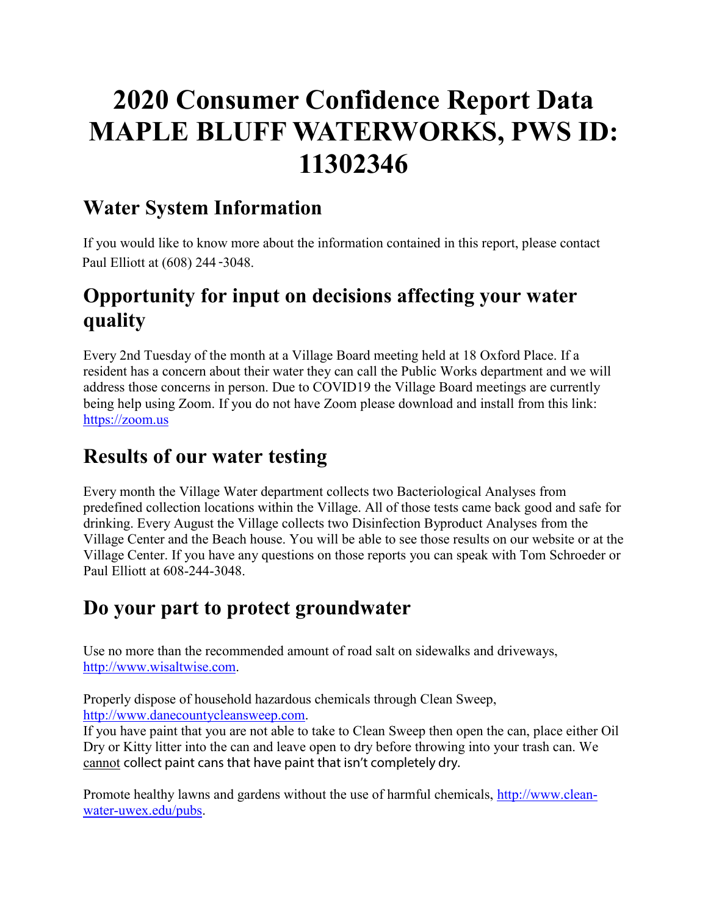# 2020 Consumer Confidence Report Data MAPLE BLUFF WATERWORKS, PWS ID: 11302346

## Water System Information

If you would like to know more about the information contained in this report, please contact Paul Elliott at (608) 244-3048.

## Opportunity for input on decisions affecting your water quality

Every 2nd Tuesday of the month at a Village Board meeting held at 18 Oxford Place. If a resident has a concern about their water they can call the Public Works department and we will address those concerns in person. Due to COVID19 the Village Board meetings are currently being help using Zoom. If you do not have Zoom please download and install from this link: https://zoom.us

## Results of our water testing

Every month the Village Water department collects two Bacteriological Analyses from predefined collection locations within the Village. All of those tests came back good and safe for drinking. Every August the Village collects two Disinfection Byproduct Analyses from the Village Center and the Beach house. You will be able to see those results on our website or at the Village Center. If you have any questions on those reports you can speak with Tom Schroeder or Paul Elliott at 608-244-3048.

## Do your part to protect groundwater

Use no more than the recommended amount of road salt on sidewalks and driveways, http://www.wisaltwise.com.

Properly dispose of household hazardous chemicals through Clean Sweep, http://www.danecountycleansweep.com.
If you have paint that you are not able to take to Clean Sweep then open the can, place either Oil Dry or Kitty litter into the can and leave open to dry before throwing into your trash can. We cannot collect paint cans that have paint that isn't completely dry.

Promote healthy lawns and gardens without the use of harmful chemicals, http://www.clean-water-uwex.edu/pubs.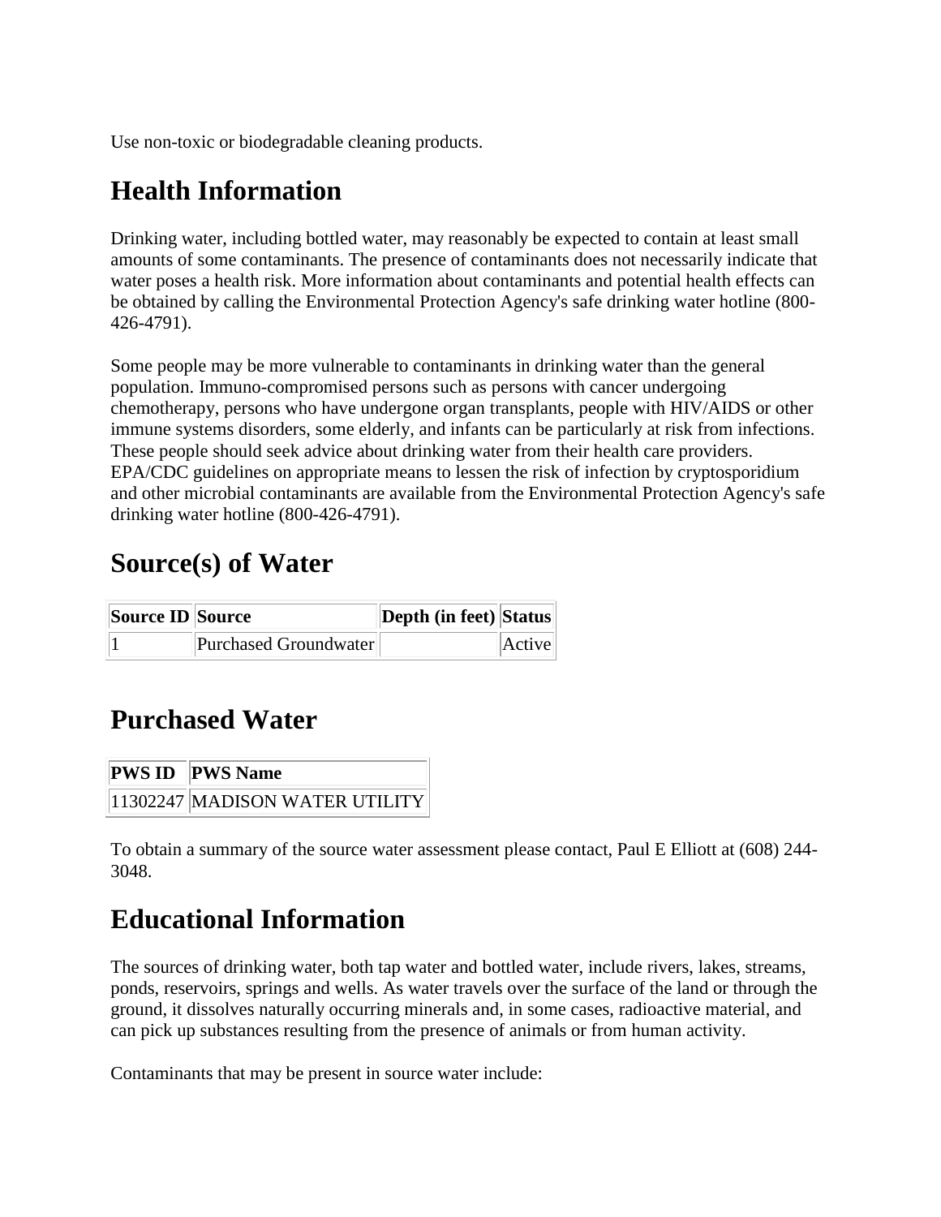Use non-toxic or biodegradable cleaning products.

## Health Information

Drinking water, including bottled water, may reasonably be expected to contain at least small amounts of some contaminants. The presence of contaminants does not necessarily indicate that water poses a health risk. More information about contaminants and potential health effects can be obtained by calling the Environmental Protection Agency's safe drinking water hotline (800-426-4791).

Some people may be more vulnerable to contaminants in drinking water than the general population. Immuno-compromised persons such as persons with cancer undergoing chemotherapy, persons who have undergone organ transplants, people with HIV/AIDS or other immune systems disorders, some elderly, and infants can be particularly at risk from infections. These people should seek advice about drinking water from their health care providers. EPA/CDC guidelines on appropriate means to lessen the risk of infection by cryptosporidium and other microbial contaminants are available from the Environmental Protection Agency's safe drinking water hotline (800-426-4791).

## Source(s) of Water

| Source ID | Source | Depth (in feet) | Status |
|---|---|---|---|
| 1 | Purchased Groundwater | | Active |

## Purchased Water

| PWS ID | PWS Name |
|---|---|
| 11302247 | MADISON WATER UTILITY |

To obtain a summary of the source water assessment please contact, Paul E Elliott at (608) 244-3048.

## Educational Information

The sources of drinking water, both tap water and bottled water, include rivers, lakes, streams, ponds, reservoirs, springs and wells. As water travels over the surface of the land or through the ground, it dissolves naturally occurring minerals and, in some cases, radioactive material, and can pick up substances resulting from the presence of animals or from human activity.

Contaminants that may be present in source water include: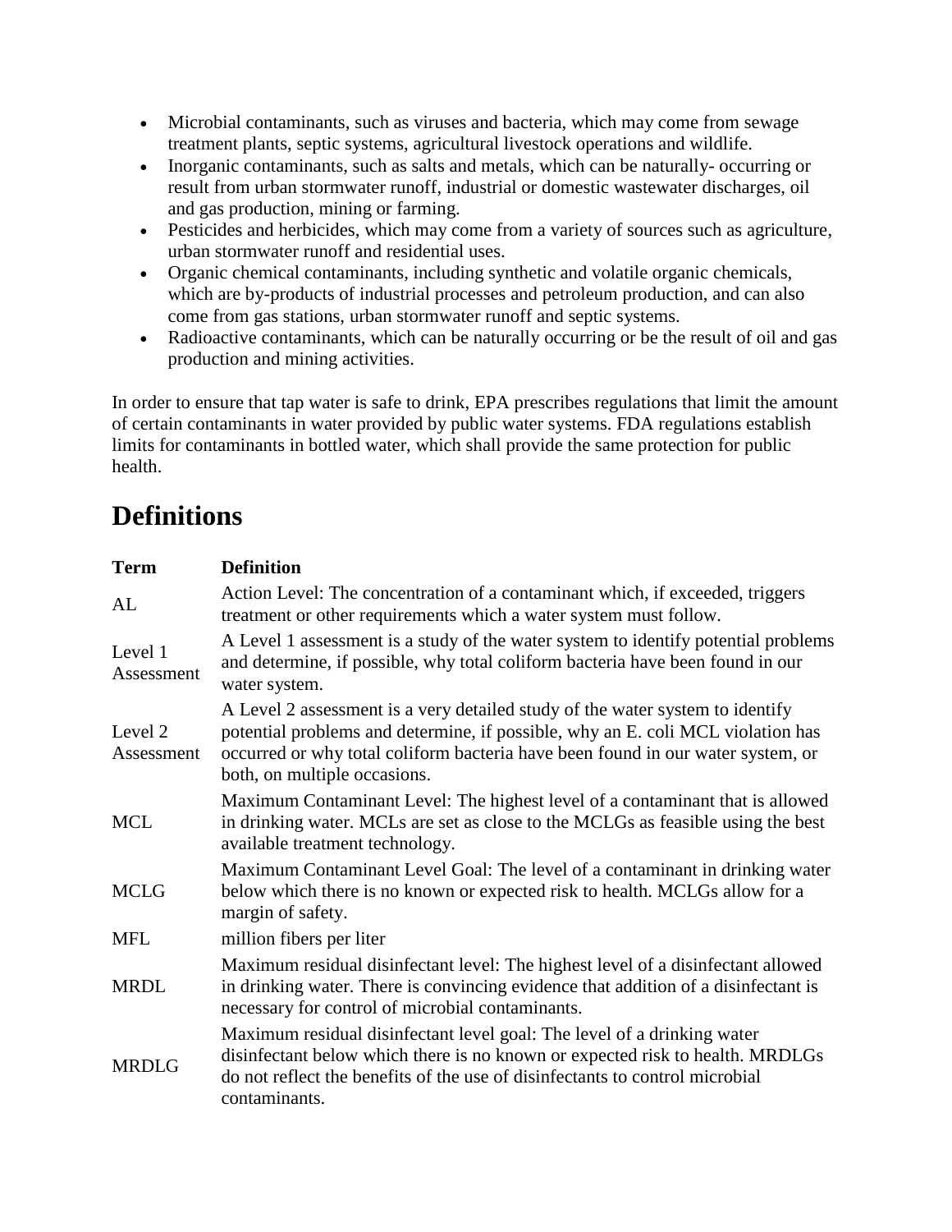- Microbial contaminants, such as viruses and bacteria, which may come from sewage treatment plants, septic systems, agricultural livestock operations and wildlife.
- Inorganic contaminants, such as salts and metals, which can be naturally- occurring or result from urban stormwater runoff, industrial or domestic wastewater discharges, oil and gas production, mining or farming.
- Pesticides and herbicides, which may come from a variety of sources such as agriculture, urban stormwater runoff and residential uses.
- Organic chemical contaminants, including synthetic and volatile organic chemicals, which are by-products of industrial processes and petroleum production, and can also come from gas stations, urban stormwater runoff and septic systems.
- Radioactive contaminants, which can be naturally occurring or be the result of oil and gas production and mining activities.

In order to ensure that tap water is safe to drink, EPA prescribes regulations that limit the amount of certain contaminants in water provided by public water systems. FDA regulations establish limits for contaminants in bottled water, which shall provide the same protection for public health.

# Definitions

| Term | Definition |
|---|---|
| AL | Action Level: The concentration of a contaminant which, if exceeded, triggers treatment or other requirements which a water system must follow. |
| Level 1 Assessment | A Level 1 assessment is a study of the water system to identify potential problems and determine, if possible, why total coliform bacteria have been found in our water system. |
| Level 2 Assessment | A Level 2 assessment is a very detailed study of the water system to identify potential problems and determine, if possible, why an E. coli MCL violation has occurred or why total coliform bacteria have been found in our water system, or both, on multiple occasions. |
| MCL | Maximum Contaminant Level: The highest level of a contaminant that is allowed in drinking water. MCLs are set as close to the MCLGs as feasible using the best available treatment technology. |
| MCLG | Maximum Contaminant Level Goal: The level of a contaminant in drinking water below which there is no known or expected risk to health. MCLGs allow for a margin of safety. |
| MFL | million fibers per liter |
| MRDL | Maximum residual disinfectant level: The highest level of a disinfectant allowed in drinking water. There is convincing evidence that addition of a disinfectant is necessary for control of microbial contaminants. |
| MRDLG | Maximum residual disinfectant level goal: The level of a drinking water disinfectant below which there is no known or expected risk to health. MRDLGs do not reflect the benefits of the use of disinfectants to control microbial contaminants. |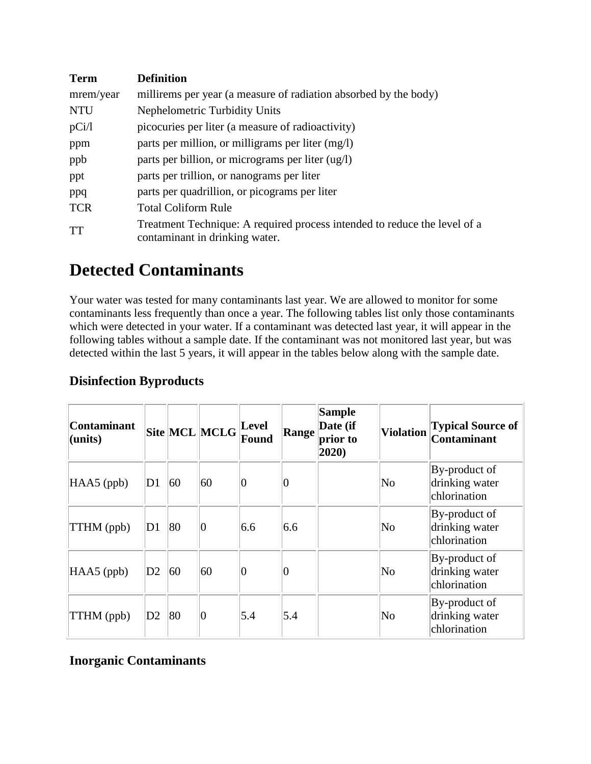| Term | Definition |
| --- | --- |
| mrem/year | millirems per year (a measure of radiation absorbed by the body) |
| NTU | Nephelometric Turbidity Units |
| pCi/l | picocuries per liter (a measure of radioactivity) |
| ppm | parts per million, or milligrams per liter (mg/l) |
| ppb | parts per billion, or micrograms per liter (ug/l) |
| ppt | parts per trillion, or nanograms per liter |
| ppq | parts per quadrillion, or picograms per liter |
| TCR | Total Coliform Rule |
| TT | Treatment Technique: A required process intended to reduce the level of a contaminant in drinking water. |

# Detected Contaminants

Your water was tested for many contaminants last year. We are allowed to monitor for some contaminants less frequently than once a year. The following tables list only those contaminants which were detected in your water. If a contaminant was detected last year, it will appear in the following tables without a sample date. If the contaminant was not monitored last year, but was detected within the last 5 years, it will appear in the tables below along with the sample date.

## Disinfection Byproducts

| Contaminant (units) | Site | MCL | MCLG | Level Found | Range | Sample Date (if prior to 2020) | Violation | Typical Source of Contaminant |
| --- | --- | --- | --- | --- | --- | --- | --- | --- |
| HAA5 (ppb) | D1 | 60 | 60 | 0 | 0 | | No | By-product of drinking water chlorination |
| TTHM (ppb) | D1 | 80 | 0 | 6.6 | 6.6 | | No | By-product of drinking water chlorination |
| HAA5 (ppb) | D2 | 60 | 60 | 0 | 0 | | No | By-product of drinking water chlorination |
| TTHM (ppb) | D2 | 80 | 0 | 5.4 | 5.4 | | No | By-product of drinking water chlorination |

## Inorganic Contaminants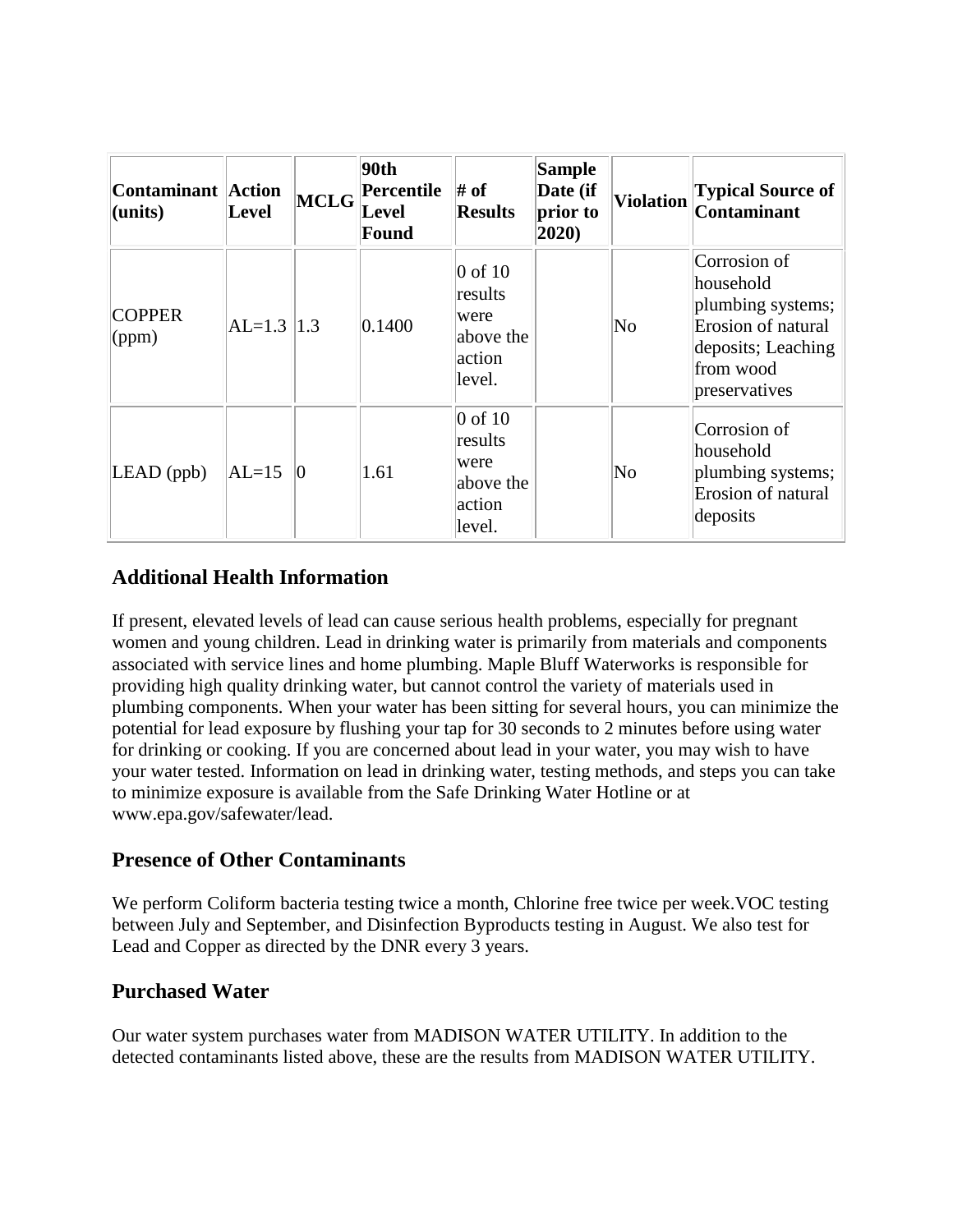| Contaminant (units) | Action Level | MCLG | 90th Percentile Level Found | # of Results | Sample Date (if prior to 2020) | Violation | Typical Source of Contaminant |
|---|---|---|---|---|---|---|---|
| COPPER (ppm) | AL=1.3 | 1.3 | 0.1400 | 0 of 10 results were above the action level. | | No | Corrosion of household plumbing systems; Erosion of natural deposits; Leaching from wood preservatives |
| LEAD (ppb) | AL=15 | 0 | 1.61 | 0 of 10 results were above the action level. | | No | Corrosion of household plumbing systems; Erosion of natural deposits |

## Additional Health Information

If present, elevated levels of lead can cause serious health problems, especially for pregnant women and young children. Lead in drinking water is primarily from materials and components associated with service lines and home plumbing. Maple Bluff Waterworks is responsible for providing high quality drinking water, but cannot control the variety of materials used in plumbing components. When your water has been sitting for several hours, you can minimize the potential for lead exposure by flushing your tap for 30 seconds to 2 minutes before using water for drinking or cooking. If you are concerned about lead in your water, you may wish to have your water tested. Information on lead in drinking water, testing methods, and steps you can take to minimize exposure is available from the Safe Drinking Water Hotline or at www.epa.gov/safewater/lead.

## Presence of Other Contaminants

We perform Coliform bacteria testing twice a month, Chlorine free twice per week.VOC testing between July and September, and Disinfection Byproducts testing in August. We also test for Lead and Copper as directed by the DNR every 3 years.

## Purchased Water

Our water system purchases water from MADISON WATER UTILITY. In addition to the detected contaminants listed above, these are the results from MADISON WATER UTILITY.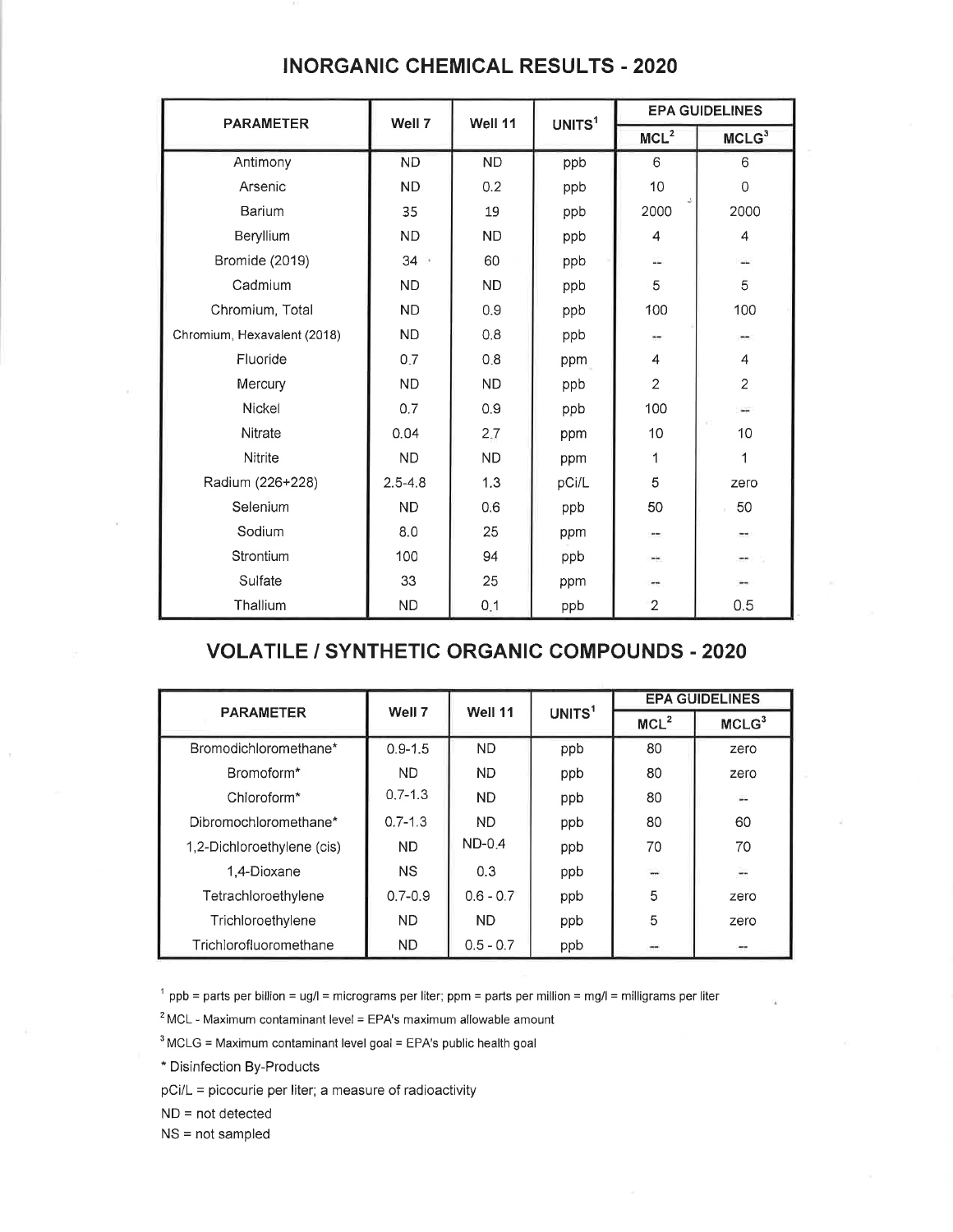## INORGANIC CHEMICAL RESULTS - 2020

| PARAMETER | Well 7 | Well 11 | UNITS[1] | EPA GUIDELINES | |
|---|---|---|---|---|---|
| | | | | MCL[2] | MCLG[3] |
| Antimony | ND | ND | ppb | 6 | 6 |
| Arsenic | ND | 0.2 | ppb | 10 | 0 |
| Barium | 35 | 19 | ppb | 2000 | 2000 |
| Beryllium | ND | ND | ppb | 4 | 4 |
| Bromide (2019) | 34 | 60 | ppb | -- | -- |
| Cadmium | ND | ND | ppb | 5 | 5 |
| Chromium, Total | ND | 0.9 | ppb | 100 | 100 |
| Chromium, Hexavalent (2018) | ND | 0.8 | ppb | -- | -- |
| Fluoride | 0.7 | 0.8 | ppm | 4 | 4 |
| Mercury | ND | ND | ppb | 2 | 2 |
| Nickel | 0.7 | 0.9 | ppb | 100 | -- |
| Nitrate | 0.04 | 2.7 | ppm | 10 | 10 |
| Nitrite | ND | ND | ppm | 1 | 1 |
| Radium (226+228) | 2.5-4.8 | 1.3 | pCi/L | 5 | zero |
| Selenium | ND | 0.6 | ppb | 50 | 50 |
| Sodium | 8.0 | 25 | ppm | -- | -- |
| Strontium | 100 | 94 | ppb | -- | -- |
| Sulfate | 33 | 25 | ppm | -- | -- |
| Thallium | ND | 0.1 | ppb | 2 | 0.5 |

## VOLATILE / SYNTHETIC ORGANIC COMPOUNDS - 2020

| PARAMETER | Well 7 | Well 11 | UNITS[1] | EPA GUIDELINES | |
|---|---|---|---|---|---|
| | | | | MCL[2] | MCLG[3] |
| Bromodichloromethane* | 0.9-1.5 | ND | ppb | 80 | zero |
| Bromoform* | ND | ND | ppb | 80 | zero |
| Chloroform* | 0.7-1.3 | ND | ppb | 80 | -- |
| Dibromochloromethane* | 0.7-1.3 | ND | ppb | 80 | 60 |
| 1,2-Dichloroethylene (cis) | ND | ND-0.4 | ppb | 70 | 70 |
| 1,4-Dioxane | NS | 0.3 | ppb | -- | -- |
| Tetrachloroethylene | 0.7-0.9 | 0.6 - 0.7 | ppb | 5 | zero |
| Trichloroethylene | ND | ND | ppb | 5 | zero |
| Trichlorofluoromethane | ND | 0.5 - 0.7 | ppb | -- | -- |

[1] ppb = parts per billion = ug/l = micrograms per liter; ppm = parts per million = mg/l = milligrams per liter

[2] MCL - Maximum contaminant level = EPA's maximum allowable amount

[3] MCLG = Maximum contaminant level goal = EPA's public health goal

* Disinfection By-Products

pCi/L = picocurie per liter; a measure of radioactivity

ND = not detected

NS = not sampled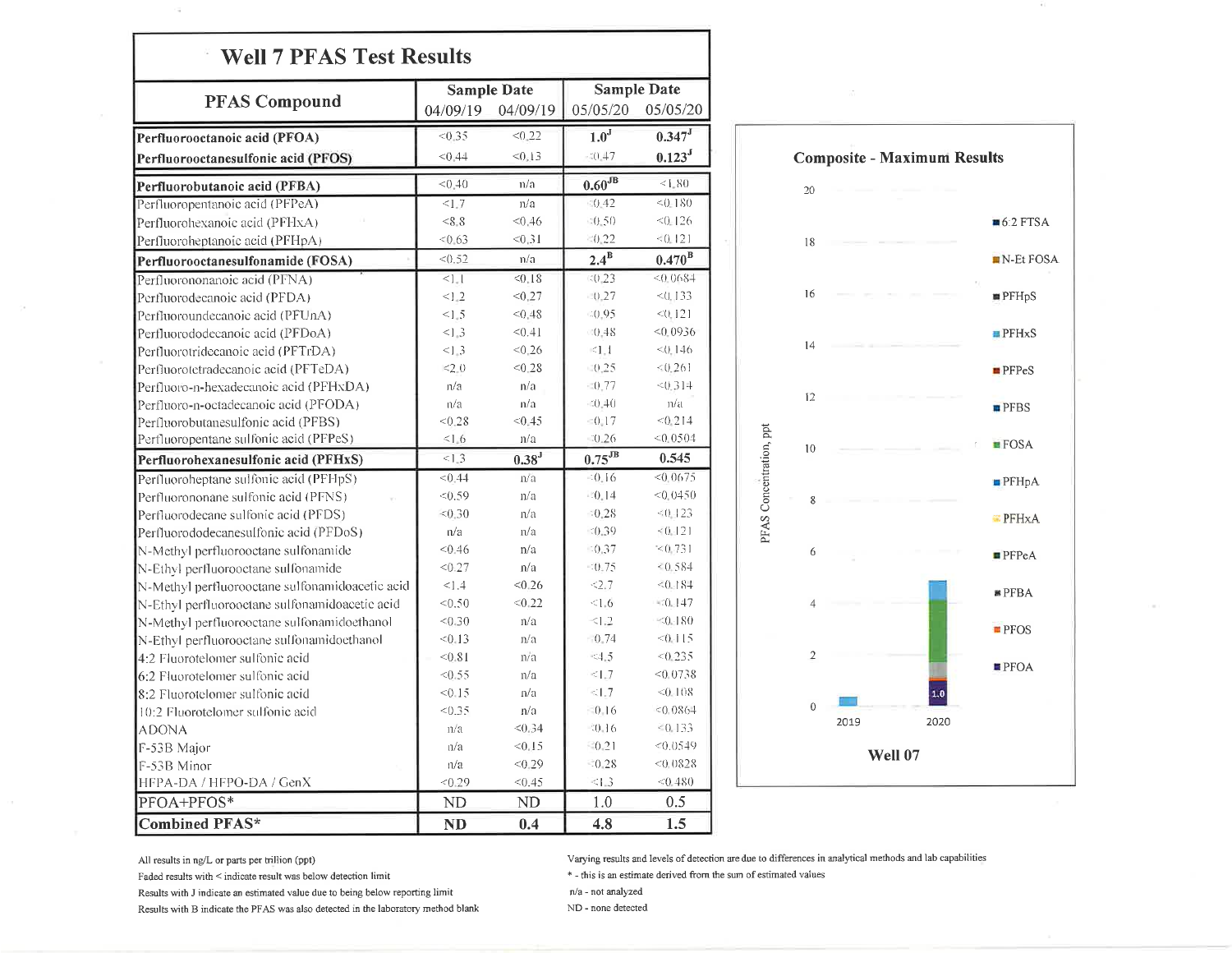# Well 7 PFAS Test Results

| PFAS Compound | Sample Date 04/09/19 | 04/09/19 | Sample Date 05/05/20 | 05/05/20 |
|---|---|---|---|---|
| **Perfluorooctanoic acid (PFOA)** | <0.35 | <0.22 | **1.0[J]** | **0.347[J]** |
| **Perfluorooctanesulfonic acid (PFOS)** | <0.44 | <0.13 | <0.47 | **0.123[J]** |
| **Perfluorobutanoic acid (PFBA)** | <0.40 | n/a | **0.60[JB]** | <1.80 |
| Perfluoropentanoic acid (PFPeA) | <1.7 | n/a | <0.42 | <0.180 |
| Perfluorohexanoic acid (PFHxA) | <8.8 | <0.46 | <0.50 | <0.126 |
| Perfluoroheptanoic acid (PFHpA) | <0.63 | <0.31 | <0.22 | <0.121 |
| **Perfluorooctanesulfonamide (FOSA)** | <0.52 | n/a | **2.4[B]** | **0.470[B]** |
| Perfluorononanoic acid (PFNA) | <1.1 | <0.18 | <0.23 | <0.0684 |
| Perfluorodecanoic acid (PFDA) | <1.2 | <0.27 | <0.27 | <0.133 |
| Perfluoroundecanoic acid (PFUnA) | <1.5 | <0.48 | <0.95 | <0.121 |
| Perfluorododecanoic acid (PFDoA) | <1.3 | <0.41 | <0.48 | <0.0936 |
| Perfluorotridecanoic acid (PFTrDA) | <1.3 | <0.26 | <1.1 | <0.146 |
| Perfluorotetradecanoic acid (PFTeDA) | <2.0 | <0.28 | <0.25 | <0.261 |
| Perfluoro-n-hexadecanoic acid (PFHxDA) | n/a | n/a | <0.77 | <0.314 |
| Perfluoro-n-octadecanoic acid (PFODA) | n/a | n/a | <0.40 | n/a |
| Perfluorobutanesulfonic acid (PFBS) | <0.28 | <0.45 | <0.17 | <0.214 |
| Perfluoropentane sulfonic acid (PFPeS) | <1.6 | n/a | <0.26 | <0.0504 |
| **Perfluorohexanesulfonic acid (PFHxS)** | <1.3 | **0.38[J]** | **0.75[JB]** | **0.545** |
| Perfluoroheptane sulfonic acid (PFHpS) | <0.44 | n/a | <0.16 | <0.0675 |
| Perfluorononane sulfonic acid (PFNS) | <0.59 | n/a | <0.14 | <0.0450 |
| Perfluorodecane sulfonic acid (PFDS) | <0.30 | n/a | <0.28 | <0.123 |
| Perfluorododecanesulfonic acid (PFDoS) | n/a | n/a | <0.39 | <0.121 |
| N-Methyl perfluorooctane sulfonamide | <0.46 | n/a | <0.37 | <0.731 |
| N-Ethyl perfluorooctane sulfonamide | <0.27 | n/a | <0.75 | <0.584 |
| N-Methyl perfluorooctane sulfonamidoacetic acid | <1.4 | <0.26 | <2.7 | <0.184 |
| N-Ethyl perfluorooctane sulfonamidoacetic acid | <0.50 | <0.22 | <1.6 | <0.147 |
| N-Methyl perfluorooctane sulfonamidoethanol | <0.30 | n/a | <1.2 | <0.180 |
| N-Ethyl perfluorooctane sulfonamidoethanol | <0.13 | n/a | <0.74 | <0.115 |
| 4:2 Fluorotelomer sulfonic acid | <0.81 | n/a | <4.5 | <0.235 |
| 6:2 Fluorotelomer sulfonic acid | <0.55 | n/a | <1.7 | <0.0738 |
| 8:2 Fluorotelomer sulfonic acid | <0.15 | n/a | <1.7 | <0.108 |
| 10:2 Fluorotelomer sulfonic acid | <0.35 | n/a | <0.16 | <0.0864 |
| ADONA | n/a | <0.34 | <0.16 | <0.133 |
| F-53B Major | n/a | <0.15 | <0.21 | <0.0549 |
| F-53B Minor | n/a | <0.29 | <0.28 | <0.0828 |
| HFPA-DA / HFPO-DA / GenX | <0.29 | <0.45 | <1.3 | <0.480 |
| PFOA+PFOS* | ND | ND | 1.0 | 0.5 |
| **Combined PFAS*** | **ND** | **0.4** | **4.8** | **1.5** |

## Composite - Maximum Results

Well 07

All results in ng/L or parts per trillion (ppt)

Faded results with < indicate result was below detection limit

Results with J indicate an estimated value due to being below reporting limit

Results with B indicate the PFAS was also detected in the laboratory method blank

Varying results and levels of detection are due to differences in analytical methods and lab capabilities

* - this is an estimate derived from the sum of estimated values

n/a - not analyzed

ND - none detected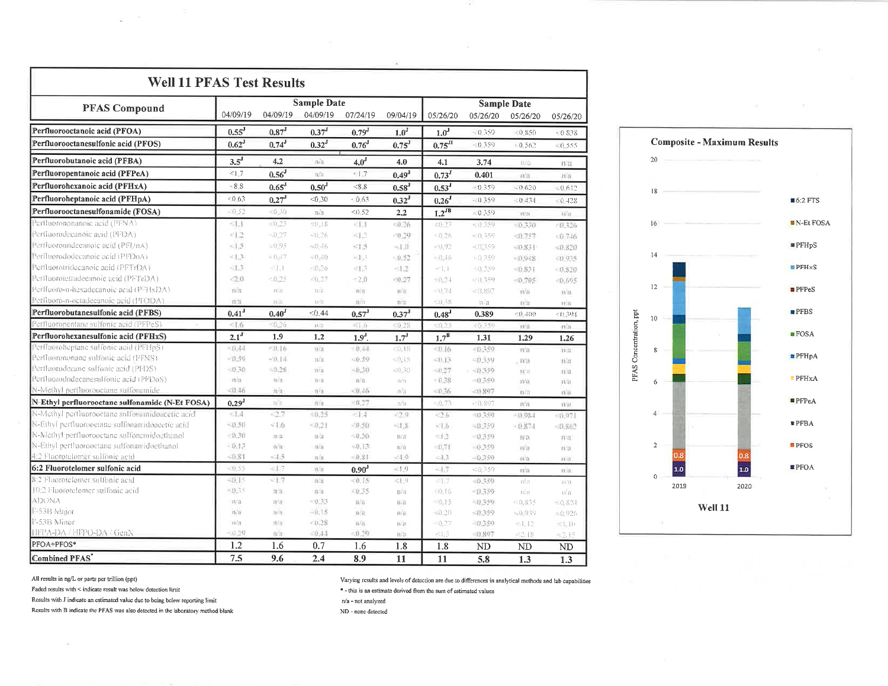## Well 11 PFAS Test Results

| PFAS Compound | Sample Date | | | | | Sample Date | | | |
|---|---|---|---|---|---|---|---|---|---|
| | 04/09/19 | 04/09/19 | 04/09/19 | 07/24/19 | 09/04/19 | 05/26/20 | 05/26/20 | 05/26/20 | 05/26/20 |
| **Perfluorooctanoic acid (PFOA)** | 0.55J | 0.87J | 0.37J | 0.79J | 1.0J | 1.0J | <0.359 | <0.850 | <0.838 |
| **Perfluorooctanesulfonic acid (PFOS)** | 0.62J | 0.74J | 0.32J | 0.76J | 0.75J | 0.75JI | <0.359 | <0.562 | <0.555 |
| **Perfluorobutanoic acid (PFBA)** | 3.5J | 4.2 | n/a | 4.0J | 4.0 | 4.1 | 3.74 | n/a | n/a |
| **Perfluoropentanoic acid (PFPeA)** | <1.7 | 0.56J | n/a | <1.7 | 0.49J | 0.73J | 0.401 | n/a | n/a |
| **Perfluorohexanoic acid (PFHxA)** | <8.8 | 0.65J | 0.50J | <8.8 | 0.58J | 0.53J | <0.359 | <0.620 | <0.612 |
| **Perfluoroheptanoic acid (PFHpA)** | <0.63 | 0.27J | <0.30 | <0.63 | 0.32J | 0.26J | <0.359 | <0.434 | <0.428 |
| **Perfluorooctanesulfonamide (FOSA)** | <0.52 | <0.30 | n/a | <0.52 | 2.2 | 1.2JB | <0.359 | n/a | n/a |
| Perfluorononanoic acid (PFNA) | <1.1 | <0.23 | <0.18 | <1.1 | <0.26 | <0.23 | <0.359 | <0.330 | <0.326 |
| Perfluorodecanoic acid (PFDA) | <1.2 | <0.27 | <0.26 | <1.2 | <0.29 | <0.26 | <0.359 | <0.757 | <0.746 |
| Perfluoroundecanoic acid (PFUnA) | <1.5 | <0.95 | <0.46 | <1.5 | <1.0 | <0.92 | <0.359 | <0.831 | <0.820 |
| Perfluorododecanoic acid (PFDoA) | <1.3 | <0.47 | <0.40 | <1.3 | <0.52 | <0.46 | <0.359 | <0.948 | <0.935 |
| Perfluorotridecanoic acid (PFTrDA) | <1.3 | <1.1 | <0.26 | <1.3 | <1.2 | <1.1 | <0.359 | <0.831 | <0.820 |
| Perfluorotetradecanoic acid (PFTeDA) | <2.0 | <0.25 | <0.27 | <2.0 | <0.27 | <0.24 | <0.359 | <0.705 | <0.695 |
| Perfluoro-n-hexadecanoic acid (PFHxDA) | n/a | n/a | n/a | n/a | n/a | <0.74 | <0.897 | n/a | n/a |
| Perfluoro-n-octadecanoic acid (PFODA) | n/a | n/a | n/a | n/a | n/a | <0.38 | n/a | n/a | n/a |
| **Perfluorobutanesulfonic acid (PFBS)** | 0.41J | 0.40J | <0.44 | 0.57J | 0.37J | 0.48J | 0.389 | <0.400 | <0.394 |
| Perfluoropentane sulfonic acid (PFPeS) | <1.6 | <0.26 | n/a | <1.6 | <0.28 | <0.25 | <0.359 | n/a | n/a |
| **Perfluorohexanesulfonic acid (PFHxS)** | 2.1J | 1.9 | 1.2 | 1.9J | 1.7J | 1.7B | 1.31 | 1.29 | 1.26 |
| Perfluoroheptane sulfonic acid (PFHpS) | <0.44 | <0.16 | n/a | <0.44 | <0.18 | <0.16 | <0.359 | n/a | n/a |
| Perfluorononane sulfonic acid (PFNS) | <0.59 | <0.14 | n/a | <0.59 | <0.15 | <0.13 | <0.359 | n/a | n/a |
| Perfluorodecane sulfonic acid (PFDS) | <0.30 | <0.28 | n/a | <0.30 | <0.30 | <0.27 | <0.359 | n/a | n/a |
| Perfluorododecanesulfonic acid (PFDoS) | n/a | n/a | n/a | n/a | n/a | <0.38 | <0.359 | n/a | n/a |
| N-Methyl perfluorooctane sulfonamide | <0.46 | n/a | n/a | <0.46 | n/a | <0.36 | <0.897 | n/a | n/a |
| **N-Ethyl perfluorooctane sulfonamide (N-Et FOSA)** | 0.29J | n/a | n/a | <0.27 | n/a | <0.73 | <0.897 | n/a | n/a |
| N-Methyl perfluorooctane sulfonamidoacetic acid | <1.4 | <2.7 | <0.25 | <1.4 | <2.9 | <2.6 | <0.359 | <0.984 | <0.971 |
| N-Ethyl perfluorooctane sulfonamidoacetic acid | <0.50 | <1.6 | <0.21 | <0.50 | <1.8 | <1.6 | <0.359 | <0.874 | <0.862 |
| N-Methyl perfluorooctane sulfonamidoethanol | <0.30 | n/a | n/a | <0.30 | n/a | <1.2 | <0.359 | n/a | n/a |
| N-Ethyl perfluorooctane sulfonamidoethanol | <0.13 | n/a | n/a | <0.13 | n/a | <0.71 | <0.359 | n/a | n/a |
| 4:2 Fluorotelomer sulfonic acid | <0.81 | <4.5 | n/a | <0.81 | <4.9 | <4.3 | <0.359 | n/a | n/a |
| **6:2 Fluorotelomer sulfonic acid** | <0.55 | <1.7 | n/a | 0.90J | <1.9 | <1.7 | <0.359 | n/a | n/a |
| 8:2 Fluorotelomer sulfonic acid | <0.15 | <1.7 | n/a | <0.15 | <1.9 | <1.7 | <0.359 | n/a | n/a |
| 10:2 Fluorotelomer sulfonic acid | <0.35 | n/a | n/a | <0.35 | n/a | <0.16 | <0.359 | n/a | n/a |
| ADONA | n/a | n/a | <0.33 | n/a | n/a | <0.15 | <0.359 | <0.835 | <0.824 |
| F-53B Major | n/a | n/a | <0.15 | n/a | n/a | <0.20 | <0.359 | <0.939 | <0.926 |
| F-53B Minor | n/a | n/a | <0.28 | n/a | n/a | <0.27 | <0.359 | <1.12 | <1.10 |
| HFPA-DA / HFPO-DA / GenX | <0.29 | n/a | <0.44 | <0.29 | n/a | <1.3 | <0.897 | <2.18 | <2.15 |
| PFOA+PFOS* | 1.2 | 1.6 | 0.7 | 1.6 | 1.8 | 1.8 | ND | ND | ND |
| **Combined PFAS*** | 7.5 | 9.6 | 2.4 | 8.9 | 11 | 11 | 5.8 | 1.3 | 1.3 |

All results in ng/L or parts per trillion (ppt)

Faded results with < indicate result was below detection limit

Results with J indicate an estimated value due to being below reporting limit

Results with B indicate the PFAS was also detected in the laboratory method blank

Varying results and levels of detection are due to differences in analytical methods and lab capabilities

* - this is an estimate derived from the sum of estimated values

n/a - not analyzed

ND - none detected

Composite - Maximum Results

PFAS Concentration, ppt

20
18
16
14
12
10
8
6
4
2
0

0.8
1.0
0.8
1.0

2019
2020

6:2 FTS
N-Et FOSA
PFHpS
PFHxS
PFPeS
PFBS
FOSA
PFHpA
PFHxA
PFPeA
PFBA
PFOS
PFOA

Well 11